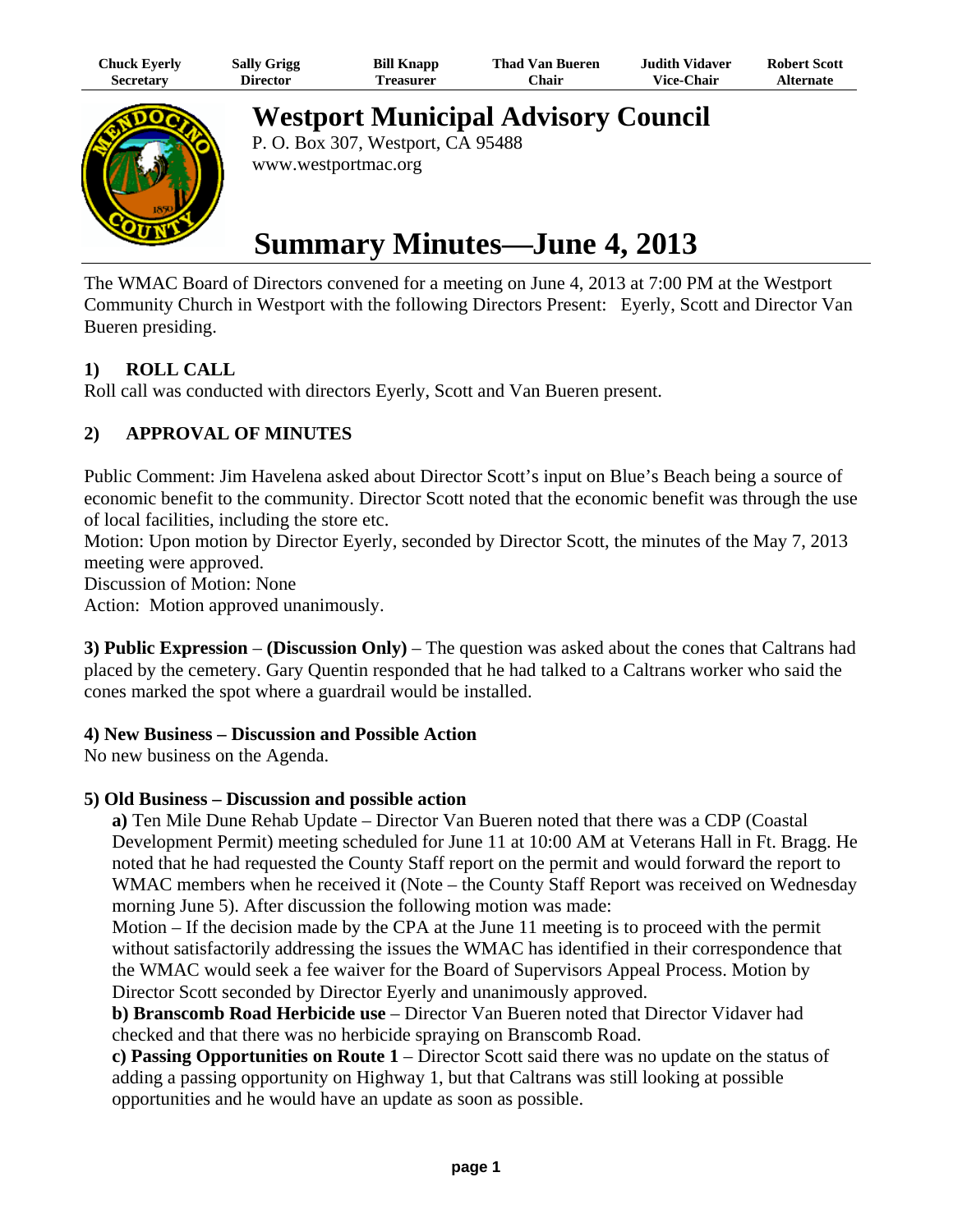| Chuck Eyerly | Sally Grigg | Bill Knapp | Thad Van Bueren | Judith Vidaver | Robert Scott |
| --- | --- | --- | --- | --- | --- |
| Secretary | Director | Treasurer | Chair | Vice-Chair | Alternate |

# Westport Municipal Advisory Council

P. O. Box 307, Westport, CA 95488
www.westportmac.org

# Summary Minutes—June 4, 2013

The WMAC Board of Directors convened for a meeting on June 4, 2013 at 7:00 PM at the Westport Community Church in Westport with the following Directors Present: Eyerly, Scott and Director Van Bueren presiding.

## 1) ROLL CALL

Roll call was conducted with directors Eyerly, Scott and Van Bueren present.

## 2) APPROVAL OF MINUTES

Public Comment: Jim Havelena asked about Director Scott's input on Blue's Beach being a source of economic benefit to the community. Director Scott noted that the economic benefit was through the use of local facilities, including the store etc.
Motion: Upon motion by Director Eyerly, seconded by Director Scott, the minutes of the May 7, 2013 meeting were approved.
Discussion of Motion: None
Action: Motion approved unanimously.

**3) Public Expression – (Discussion Only)** – The question was asked about the cones that Caltrans had placed by the cemetery. Gary Quentin responded that he had talked to a Caltrans worker who said the cones marked the spot where a guardrail would be installed.

**4) New Business – Discussion and Possible Action**
No new business on the Agenda.

**5) Old Business – Discussion and possible action**

**a)** Ten Mile Dune Rehab Update – Director Van Bueren noted that there was a CDP (Coastal Development Permit) meeting scheduled for June 11 at 10:00 AM at Veterans Hall in Ft. Bragg. He noted that he had requested the County Staff report on the permit and would forward the report to WMAC members when he received it (Note – the County Staff Report was received on Wednesday morning June 5). After discussion the following motion was made:
Motion – If the decision made by the CPA at the June 11 meeting is to proceed with the permit without satisfactorily addressing the issues the WMAC has identified in their correspondence that the WMAC would seek a fee waiver for the Board of Supervisors Appeal Process. Motion by Director Scott seconded by Director Eyerly and unanimously approved.

**b) Branscomb Road Herbicide use** – Director Van Bueren noted that Director Vidaver had checked and that there was no herbicide spraying on Branscomb Road.

**c) Passing Opportunities on Route 1** – Director Scott said there was no update on the status of adding a passing opportunity on Highway 1, but that Caltrans was still looking at possible opportunities and he would have an update as soon as possible.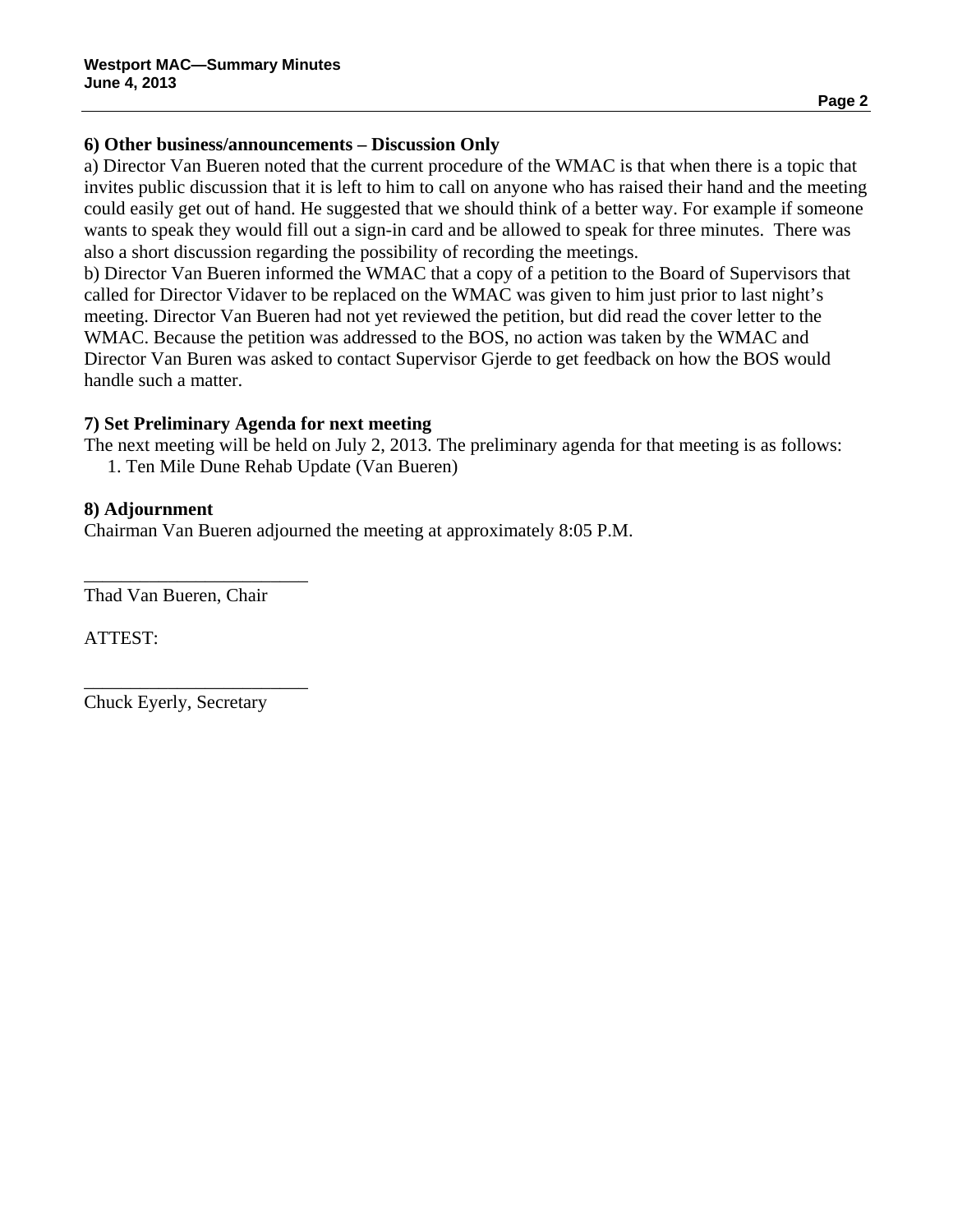**6) Other business/announcements – Discussion Only**

a) Director Van Bueren noted that the current procedure of the WMAC is that when there is a topic that invites public discussion that it is left to him to call on anyone who has raised their hand and the meeting could easily get out of hand. He suggested that we should think of a better way. For example if someone wants to speak they would fill out a sign-in card and be allowed to speak for three minutes. There was also a short discussion regarding the possibility of recording the meetings.

b) Director Van Bueren informed the WMAC that a copy of a petition to the Board of Supervisors that called for Director Vidaver to be replaced on the WMAC was given to him just prior to last night's meeting. Director Van Bueren had not yet reviewed the petition, but did read the cover letter to the WMAC. Because the petition was addressed to the BOS, no action was taken by the WMAC and Director Van Buren was asked to contact Supervisor Gjerde to get feedback on how the BOS would handle such a matter.

**7) Set Preliminary Agenda for next meeting**

The next meeting will be held on July 2, 2013. The preliminary agenda for that meeting is as follows:

1. Ten Mile Dune Rehab Update (Van Bueren)

**8) Adjournment**

Chairman Van Bueren adjourned the meeting at approximately 8:05 P.M.

________________________

Thad Van Bueren, Chair

ATTEST:

________________________

Chuck Eyerly, Secretary